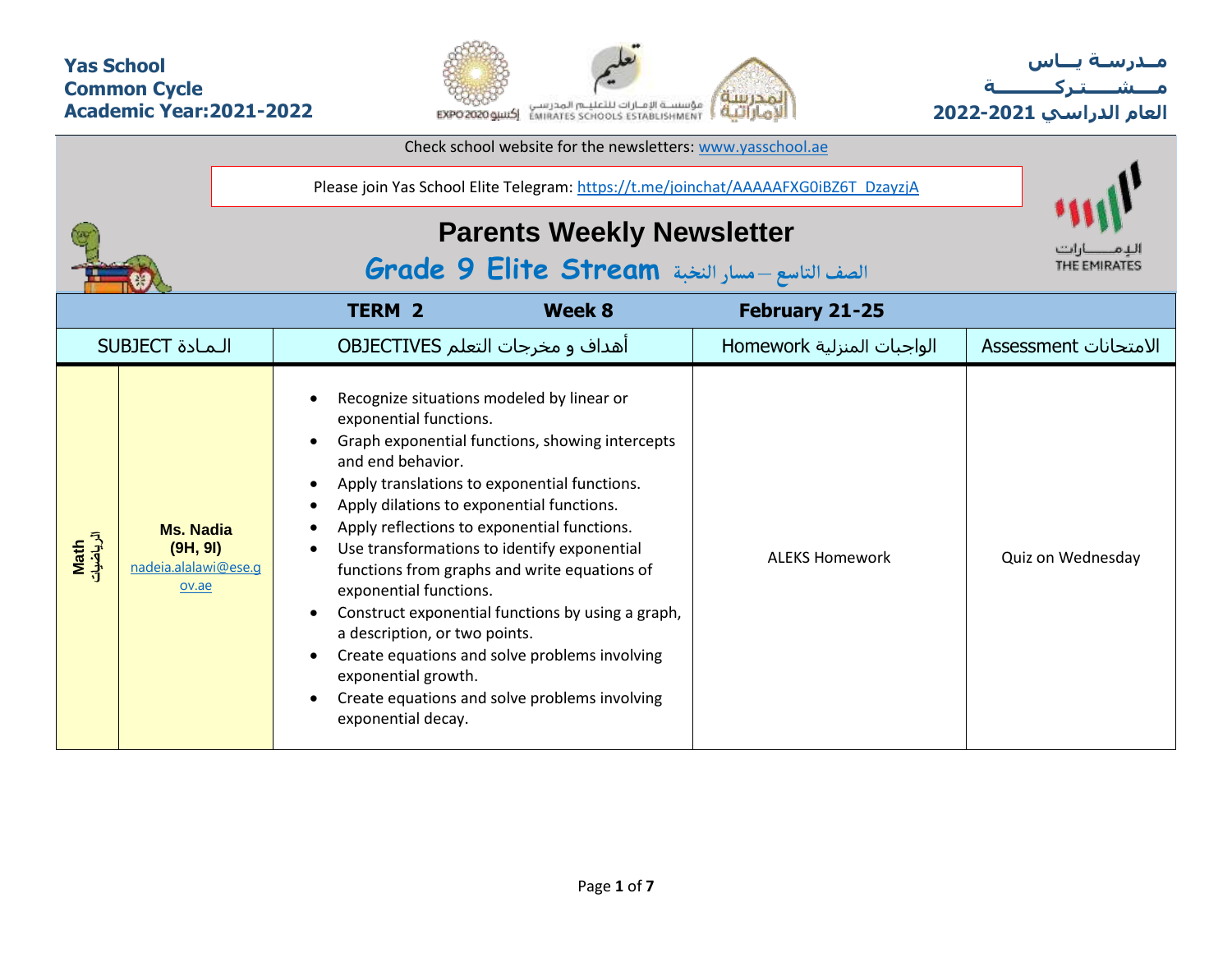**Yas School**
**Common Cycle**
**Academic Year:2021-2022**

**مـدرسـة يــاس**
**مــشـــتـركـــــــة**
**العام الدراسي 2021-2022**

Check school website for the newsletters: www.yasschool.ae

Please join Yas School Elite Telegram: https://t.me/joinchat/AAAAAFXG0iBZ6T_DzayzjA

# Parents Weekly Newsletter

## Grade 9 Elite Stream الصف التاسع – مسار النخبة

| TERM 2 | | Week 8 | February 21-25 | |
|---|---|---|---|---|
| SUBJECT المـادة | | OBJECTIVES أهداف و مخرجات التعلم | Homework الواجبات المنزلية | Assessment الامتحانات |
| **Math** الرياضيات | **Ms. Nadia (9H, 9I)** nadeia.alalawi@ese.gov.ae | • Recognize situations modeled by linear or exponential functions.<br>• Graph exponential functions, showing intercepts and end behavior.<br>• Apply translations to exponential functions.<br>• Apply dilations to exponential functions.<br>• Apply reflections to exponential functions.<br>• Use transformations to identify exponential functions from graphs and write equations of exponential functions.<br>• Construct exponential functions by using a graph, a description, or two points.<br>• Create equations and solve problems involving exponential growth.<br>• Create equations and solve problems involving exponential decay. | ALEKS Homework | Quiz on Wednesday |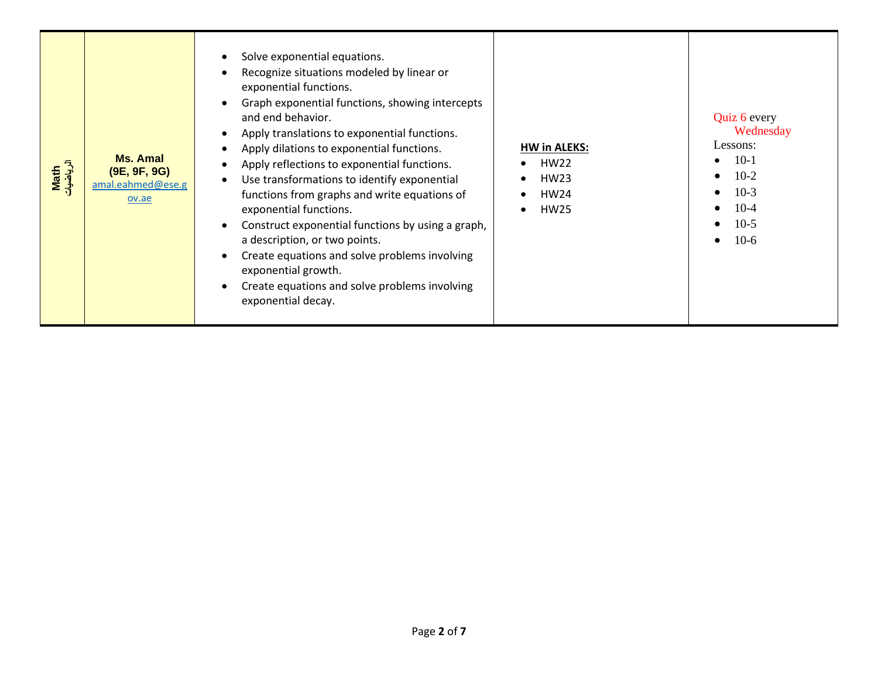| Math الرياضيات | **Ms. Amal (9E, 9F, 9G)** amal.eahmed@ese.gov.ae | • Solve exponential equations.<br>• Recognize situations modeled by linear or exponential functions.<br>• Graph exponential functions, showing intercepts and end behavior.<br>• Apply translations to exponential functions.<br>• Apply dilations to exponential functions.<br>• Apply reflections to exponential functions.<br>• Use transformations to identify exponential functions from graphs and write equations of exponential functions.<br>• Construct exponential functions by using a graph, a description, or two points.<br>• Create equations and solve problems involving exponential growth.<br>• Create equations and solve problems involving exponential decay. | **HW in ALEKS:**<br>• HW22<br>• HW23<br>• HW24<br>• HW25 | Quiz 6 every Wednesday<br>Lessons:<br>• 10-1<br>• 10-2<br>• 10-3<br>• 10-4<br>• 10-5<br>• 10-6 |
|---|---|---|---|---|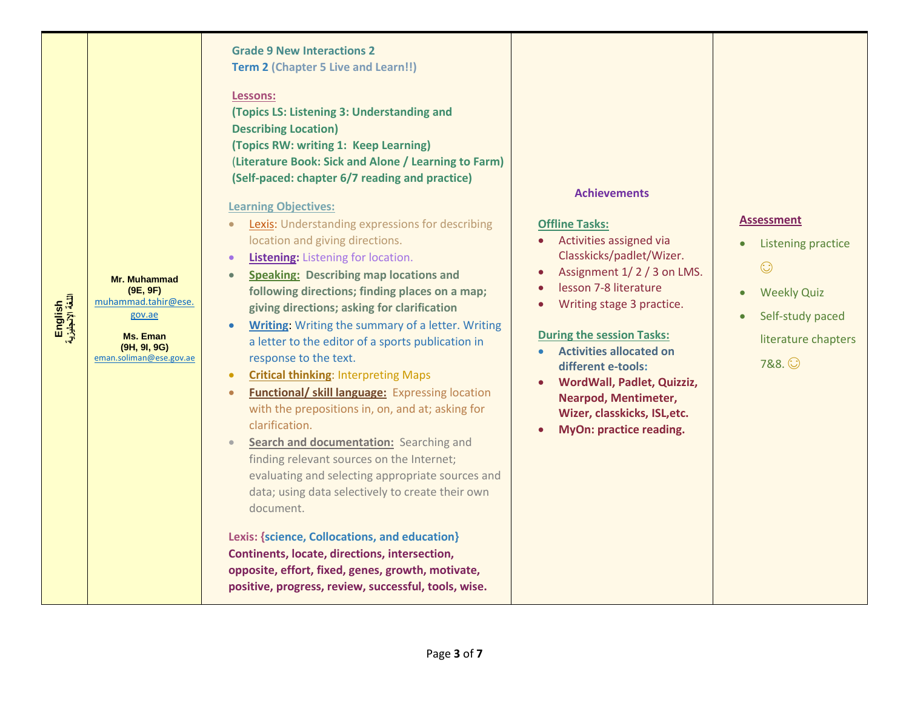| English<br>اللغة الإنجليزية | Mr. Muhammad<br>(9E, 9F)<br>muhammad.tahir@ese.gov.ae<br><br>Ms. Eman<br>(9H, 9I, 9G)<br>eman.soliman@ese.gov.ae | **Grade 9 New Interactions 2**<br>**Term 2 (Chapter 5 Live and Learn!!)**<br><br>**Lessons:**<br>**(Topics LS: Listening 3: Understanding and Describing Location)**<br>**(Topics RW: writing 1: Keep Learning)**<br>**(Literature Book: Sick and Alone / Learning to Farm)**<br>**(Self-paced: chapter 6/7 reading and practice)**<br><br>**Learning Objectives:**<br>• Lexis: Understanding expressions for describing location and giving directions.<br>• **Listening:** Listening for location.<br>• **Speaking:** **Describing map locations and following directions; finding places on a map; giving directions; asking for clarification**<br>• **Writing**: Writing the summary of a letter. Writing a letter to the editor of a sports publication in response to the text.<br>• **Critical thinking**: Interpreting Maps<br>• **Functional/ skill language:** Expressing location with the prepositions in, on, and at; asking for clarification.<br>• **Search and documentation:** Searching and finding relevant sources on the Internet; evaluating and selecting appropriate sources and data; using data selectively to create their own document.<br><br>**Lexis: {science, Collocations, and education}**<br>**Continents, locate, directions, intersection, opposite, effort, fixed, genes, growth, motivate, positive, progress, review, successful, tools, wise.** | **Achievements**<br><br>**Offline Tasks:**<br>• Activities assigned via Classkicks/padlet/Wizer.<br>• Assignment 1/ 2 / 3 on LMS.<br>• lesson 7-8 literature<br>• Writing stage 3 practice.<br><br>**During the session Tasks:**<br>• **Activities allocated on different e-tools:**<br>• **WordWall, Padlet, Quizziz, Nearpod, Mentimeter, Wizer, classkicks, ISL,etc.**<br>• **MyOn: practice reading.** | **Assessment**<br><br>• Listening practice ☺<br>• Weekly Quiz<br>• Self-study paced literature chapters 7&8. ☺ |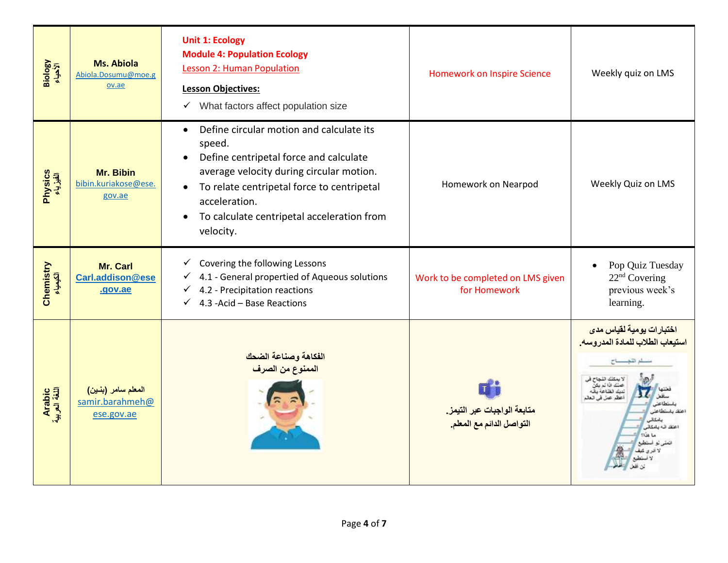| Biology الأحياء | Ms. Abiola Abiola.Dosumu@moe.gov.ae | **Unit 1: Ecology** **Module 4: Population Ecology** Lesson 2: Human Population **Lesson Objectives:** ✓ What factors affect population size | Homework on Inspire Science | Weekly quiz on LMS |
|---|---|---|---|---|
| Physics الفيزياء | Mr. Bibin bibin.kuriakose@ese.gov.ae | • Define circular motion and calculate its speed. • Define centripetal force and calculate average velocity during circular motion. • To relate centripetal force to centripetal acceleration. • To calculate centripetal acceleration from velocity. | Homework on Nearpod | Weekly Quiz on LMS |
| Chemistry الكيمياء | Mr. Carl Carl.addison@ese.gov.ae | ✓ Covering the following Lessons ✓ 4.1 - General propertied of Aqueous solutions ✓ 4.2 - Precipitation reactions ✓ 4.3 -Acid – Base Reactions | Work to be completed on LMS given for Homework | • Pop Quiz Tuesday 22nd Covering previous week's learning. |
| Arabic اللغة العربية | المعلم سامر (بنين) samir.barahmeh@ese.gov.ae | الفكاهة وصناعة الضحك الممنوع من الصرف | متابعة الواجبات عبر التيمز. التواصل الدائم مع المعلم. | اختبارات يومية لقياس مدى استيعاب الطلاب للمادة المدروسه. |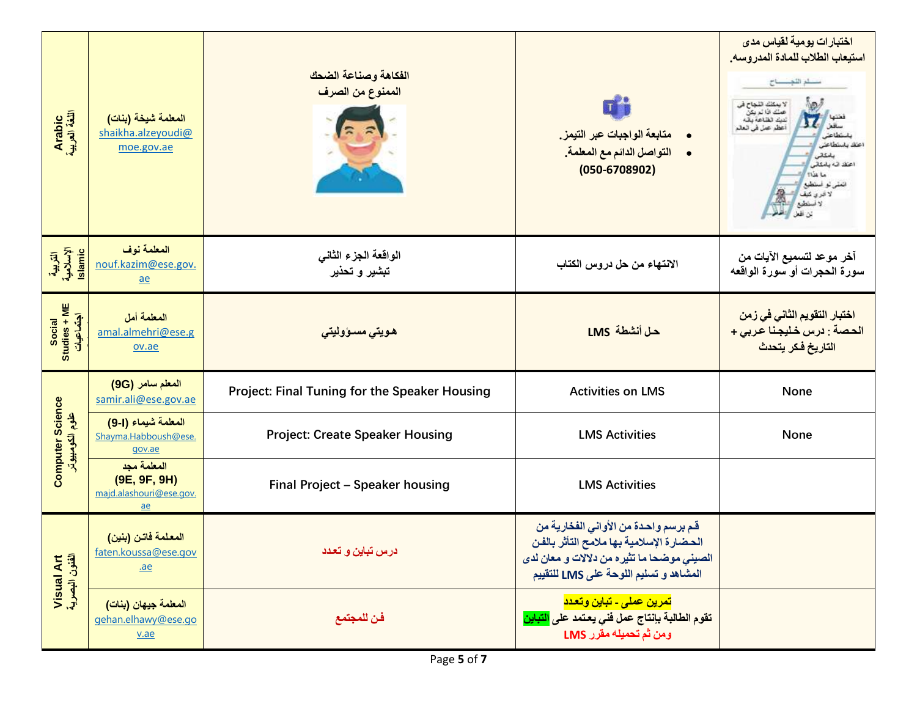| Arabic اللغة العربية | المعلمة شيخة (بنات) shaikha.alzeyoudi@moe.gov.ae | الفكاهة وصناعة الضحك الممنوع من الصرف | • متابعة الواجبات عبر التيمز. • التواصل الدائم مع المعلمة. (050-6708902) | اختبارات يومية لقياس مدى استيعاب الطلاب للمادة المدروسه. |
|---|---|---|---|---|
| التربية الإسلامية Islamic | المعلمة نوف nouf.kazim@ese.gov.ae | الواقعة الجزء الثاني تبشير و تحذير | الانتهاء من حل دروس الكتاب | آخر موعد لتسميع الآيات من سورة الحجرات أو سورة الواقعه |
| Social Studies + ME اجتماعيات | المعلمة أمل amal.almehri@ese.gov.ae | هويتي مسؤوليتي | حل أنشطة LMS | اختبار التقويم الثاني في زمن الحصة : درس خليجنا عربي + التاريخ فكر يتحدث |
| Computer Science علوم الكومبيوتر | المعلم سامر (9G) samir.ali@ese.gov.ae | Project: Final Tuning for the Speaker Housing | Activities on LMS | None |
| | المعلمة شيماء (9-I) Shayma.Habboush@ese.gov.ae | Project: Create Speaker Housing | LMS Activities | None |
| | المعلمة مجد (9E, 9F, 9H) majd.alashouri@ese.gov.ae | Final Project – Speaker housing | LMS Activities | |
| Visual Art الفنون البصرية | المعلمة فاتن (بنين) faten.koussa@ese.gov.ae | درس تباين و تعدد | قم برسم واحدة من الأواني الفخارية من الحضارة الإسلامية بها ملامح التأثر بالفن الصيني موضحا ما تثيره من دلالات و معان لدى المشاهد و تسليم اللوحة على LMS للتقييم | |
| | المعلمة جيهان (بنات) gehan.elhawy@ese.gov.ae | فن للمجتمع | تمرين عملى - تباين وتعدد تقوم الطالبة بإنتاج عمل فني يعتمد على التباين ومن ثم تحميله مقرر LMS | |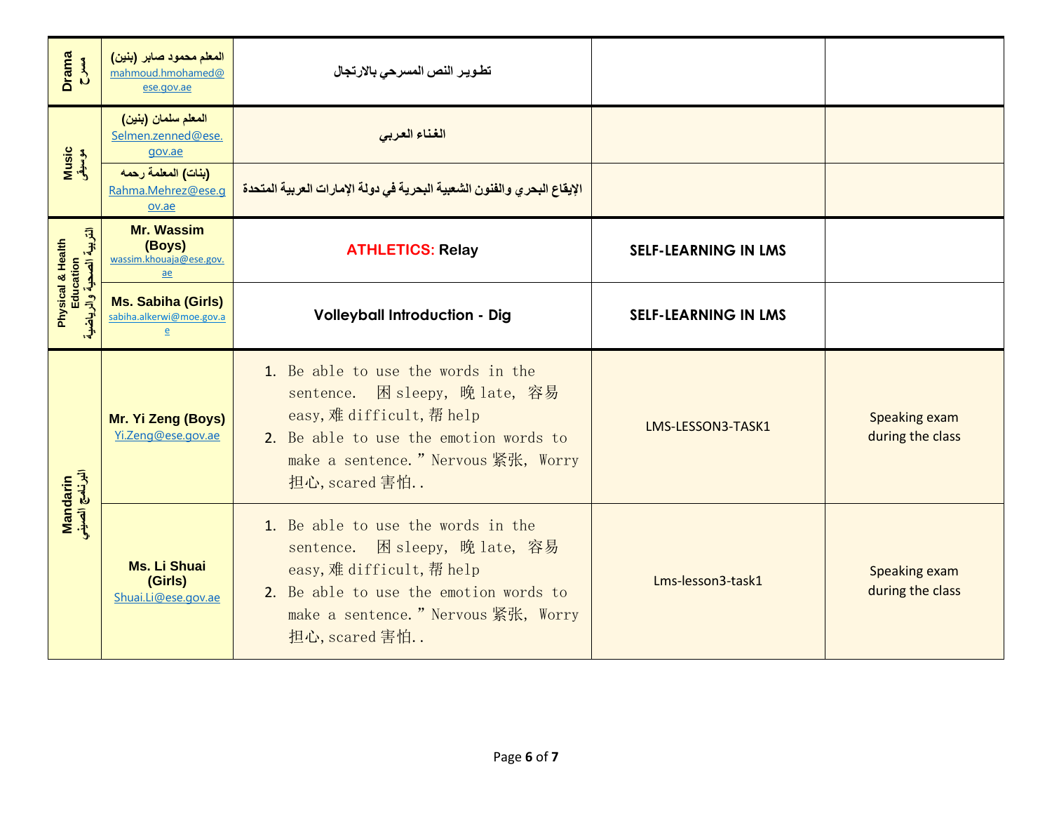| Drama مسرح | المعلم محمود صابر (بنين) mahmoud.hmohamed@ese.gov.ae | تطوير النص المسرحي بالارتجال | | |
|---|---|---|---|---|
| Music موسيقى | المعلم سلمان (بنين) Selmen.zenned@ese.gov.ae | الغناء العربي | | |
| | (بنات) المعلمة رحمه Rahma.Mehrez@ese.gov.ae | الإيقاع البحري والفنون الشعبية البحرية في دولة الإمارات العربية المتحدة | | |
| Physical & Health Education التربية الصحية والرياضية | **Mr. Wassim (Boys)** wassim.khouaja@ese.gov.ae | **ATHLETICS: Relay** | **SELF-LEARNING IN LMS** | |
| | **Ms. Sabiha (Girls)** sabiha.alkerwi@moe.gov.ae | **Volleyball Introduction - Dig** | **SELF-LEARNING IN LMS** | |
| Mandarin البرنامج الصيني | **Mr. Yi Zeng (Boys)** Yi.Zeng@ese.gov.ae | 1. Be able to use the words in the sentence. 困 sleepy, 晚 late, 容易 easy,难 difficult,帮 help<br>2. Be able to use the emotion words to make a sentence." Nervous 紧张, Worry 担心,scared 害怕.. | LMS-LESSON3-TASK1 | Speaking exam during the class |
| | **Ms. Li Shuai (Girls)** Shuai.Li@ese.gov.ae | 1. Be able to use the words in the sentence. 困 sleepy, 晚 late, 容易 easy,难 difficult,帮 help<br>2. Be able to use the emotion words to make a sentence." Nervous 紧张, Worry 担心,scared 害怕.. | Lms-lesson3-task1 | Speaking exam during the class |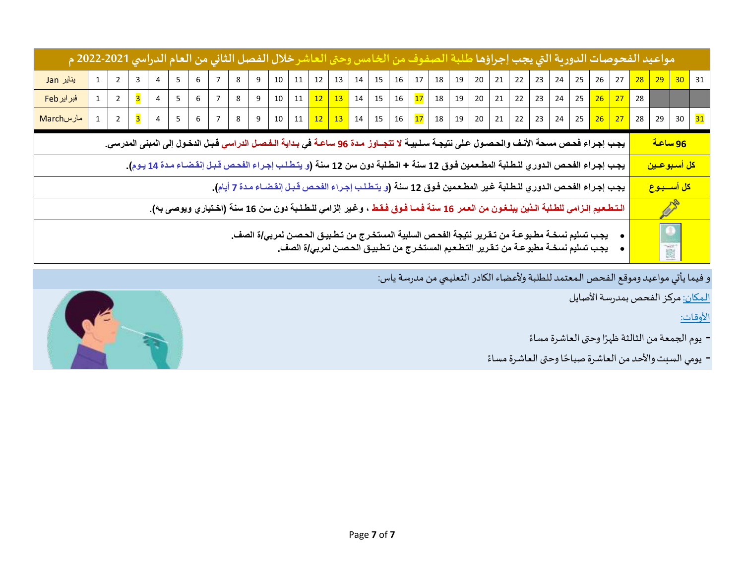| مواعيد الفحوصات الدورية التي يجب إجراؤها طلبة الصفوف من الخامس وحتى العاشر خلال الفصل الثاني من العام الدراسي 2021-2022 م | | | | | | | | | | | | | | | | | | | | | | | | | | | | | | | |
|---|---|---|---|---|---|---|---|---|---|---|---|---|---|---|---|---|---|---|---|---|---|---|---|---|---|---|---|---|---|---|---|
| يناير Jan | 1 | 2 | 3 | 4 | 5 | 6 | 7 | 8 | 9 | 10 | 11 | 12 | 13 | 14 | 15 | 16 | 17 | 18 | 19 | 20 | 21 | 22 | 23 | 24 | 25 | 26 | 27 | **28** | **29** | **30** | 31 |
| فبراير Feb | 1 | 2 | **3** | 4 | 5 | 6 | 7 | 8 | 9 | 10 | 11 | **12** | **13** | 14 | 15 | 16 | **17** | 18 | 19 | 20 | 21 | 22 | 23 | 24 | 25 | **26** | **27** | 28 | | | |
| مارس March | 1 | 2 | **3** | 4 | 5 | 6 | 7 | 8 | 9 | 10 | 11 | **12** | **13** | 14 | 15 | 16 | **17** | 18 | 19 | 20 | 21 | 22 | 23 | 24 | 25 | **26** | **27** | 28 | 29 | 30 | **31** |

| | |
|---|---|
| **96 ساعة** | يجب إجراء فحص مسحة الأنف والحصول على نتيجة سلبية لا تتجاوز مدة 96 ساعة في بداية الفصل الدراسي قبل الدخول إلى المبنى المدرسي. |
| **كل أسبوعين** | يجب إجراء الفحص الدوري للطلبة المطعمين فوق 12 سنة + الطلبة دون سن 12 سنة (و يتطلب إجراء الفحص قبل إنقضاء مدة 14 يوم). |
| **كل أسبوع** | يجب إجراء الفحص الدوري للطلبة غير المطعمين فوق 12 سنة (و يتطلب إجراء الفحص قبل إنقضاء مدة 7 أيام). |
| | التطعيم إلزامي للطلبة الذين يبلغون من العمر 16 سنة فما فوق فقط ، وغير إلزامي للطلبة دون سن 16 سنة (اختياري ويوصى به). |
| | • يجب تسليم نسخة مطبوعة من تقرير نتيجة الفحص السلبية المستخرج من تطبيق الحصن لمربي/ة الصف.<br>• يجب تسليم نسخة مطبوعة من تقرير التطعيم المستخرج من تطبيق الحصن لمربي/ة الصف. |

و فيما يأتي مواعيد وموقع الفحص المعتمد للطلبة ولأعضاء الكادر التعليمي من مدرسة ياس:

المكان: مركز الفحص بمدرسة الأصايل

الأوقات:

- يوم الجمعة من الثالثة ظهرًا وحتى العاشرة مساءً
- يومي السبت والأحد من العاشرة صباحًا وحتى العاشرة مساءً